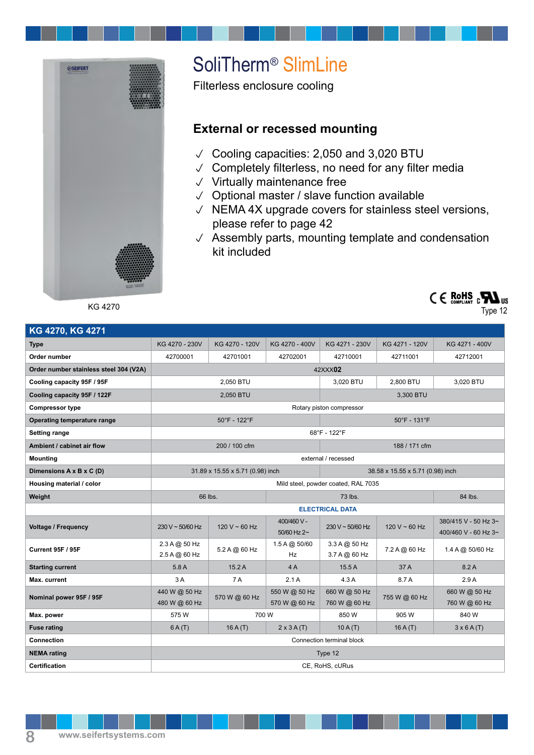# SoliTherm® SlimLine

Filterless enclosure cooling

## External or recessed mounting

- ✓ Cooling capacities: 2,050 and 3,020 BTU
- ✓ Completely filterless, no need for any filter media
- ✓ Virtually maintenance free
- ✓ Optional master / slave function available
- ✓ NEMA 4X upgrade covers for stainless steel versions, please refer to page 42
- ✓ Assembly parts, mounting template and condensation kit included

KG 4270

CE RoHS COMPLIANT cURus
Type 12

| KG 4270, KG 4271 | | | | | | |
|---|---|---|---|---|---|---|
| **Type** | KG 4270 - 230V | KG 4270 - 120V | KG 4270 - 400V | KG 4271 - 230V | KG 4271 - 120V | KG 4271 - 400V |
| **Order number** | 42700001 | 42701001 | 42702001 | 42710001 | 42711001 | 42712001 |
| **Order number stainless steel 304 (V2A)** | 42XXX**02** | | | | | |
| **Cooling capacity 95F / 95F** | 2,050 BTU | | | 3,020 BTU | 2,800 BTU | 3,020 BTU |
| **Cooling capacity 95F / 122F** | 2,050 BTU | | | 3,300 BTU | | |
| **Compressor type** | Rotary piston compressor | | | | | |
| **Operating temperature range** | 50°F - 122°F | | | 50°F - 131°F | | |
| **Setting range** | 68°F - 122°F | | | | | |
| **Ambient / cabinet air flow** | 200 / 100 cfm | | | 188 / 171 cfm | | |
| **Mounting** | external / recessed | | | | | |
| **Dimensions A x B x C (D)** | 31.89 x 15.55 x 5.71 (0.98) inch | | | 38.58 x 15.55 x 5.71 (0.98) inch | | |
| **Housing material / color** | Mild steel, powder coated, RAL 7035 | | | | | |
| **Weight** | 66 lbs. | | 73 lbs. | | | 84 lbs. |
| | **ELECTRICAL DATA** | | | | | |
| **Voltage / Frequency** | 230 V ~ 50/60 Hz | 120 V ~ 60 Hz | 400/460 V - 50/60 Hz 2~ | 230 V ~ 50/60 Hz | 120 V ~ 60 Hz | 380/415 V - 50 Hz 3~ 400/460 V - 60 Hz 3~ |
| **Current 95F / 95F** | 2.3 A @ 50 Hz 2.5 A @ 60 Hz | 5.2 A @ 60 Hz | 1.5 A @ 50/60 Hz | 3.3 A @ 50 Hz 3.7 A @ 60 Hz | 7.2 A @ 60 Hz | 1.4 A @ 50/60 Hz |
| **Starting current** | 5.8 A | 15.2 A | 4 A | 15.5 A | 37 A | 8.2 A |
| **Max. current** | 3 A | 7 A | 2.1 A | 4.3 A | 8.7 A | 2.9 A |
| **Nominal power 95F / 95F** | 440 W @ 50 Hz 480 W @ 60 Hz | 570 W @ 60 Hz | 550 W @ 50 Hz 570 W @ 60 Hz | 660 W @ 50 Hz 760 W @ 60 Hz | 755 W @ 60 Hz | 660 W @ 50 Hz 760 W @ 60 Hz |
| **Max. power** | 575 W | 700 W | | 850 W | 905 W | 840 W |
| **Fuse rating** | 6 A (T) | 16 A (T) | 2 x 3 A (T) | 10 A (T) | 16 A (T) | 3 x 6 A (T) |
| **Connection** | Connection terminal block | | | | | |
| **NEMA rating** | Type 12 | | | | | |
| **Certification** | CE, RoHS, cURus | | | | | |

www.seifertsystems.com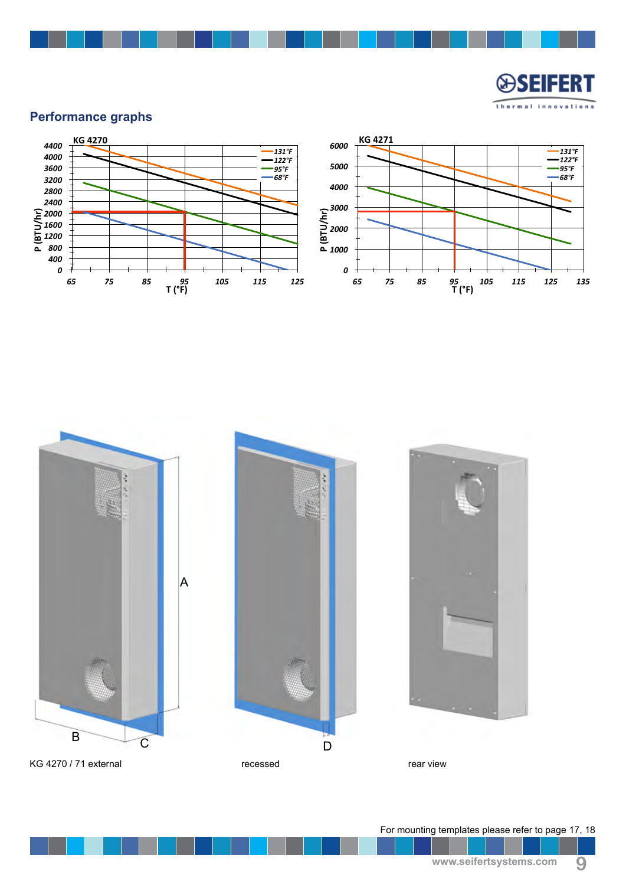## Performance graphs

KG 4270

P (BTU/hr)

T (°F)

131°F
122°F
95°F
68°F

KG 4271

P (BTU/hr)

T (°F)

131°F
122°F
95°F
68°F

KG 4270 / 71 external

recessed

rear view

For mounting templates please refer to page 17, 18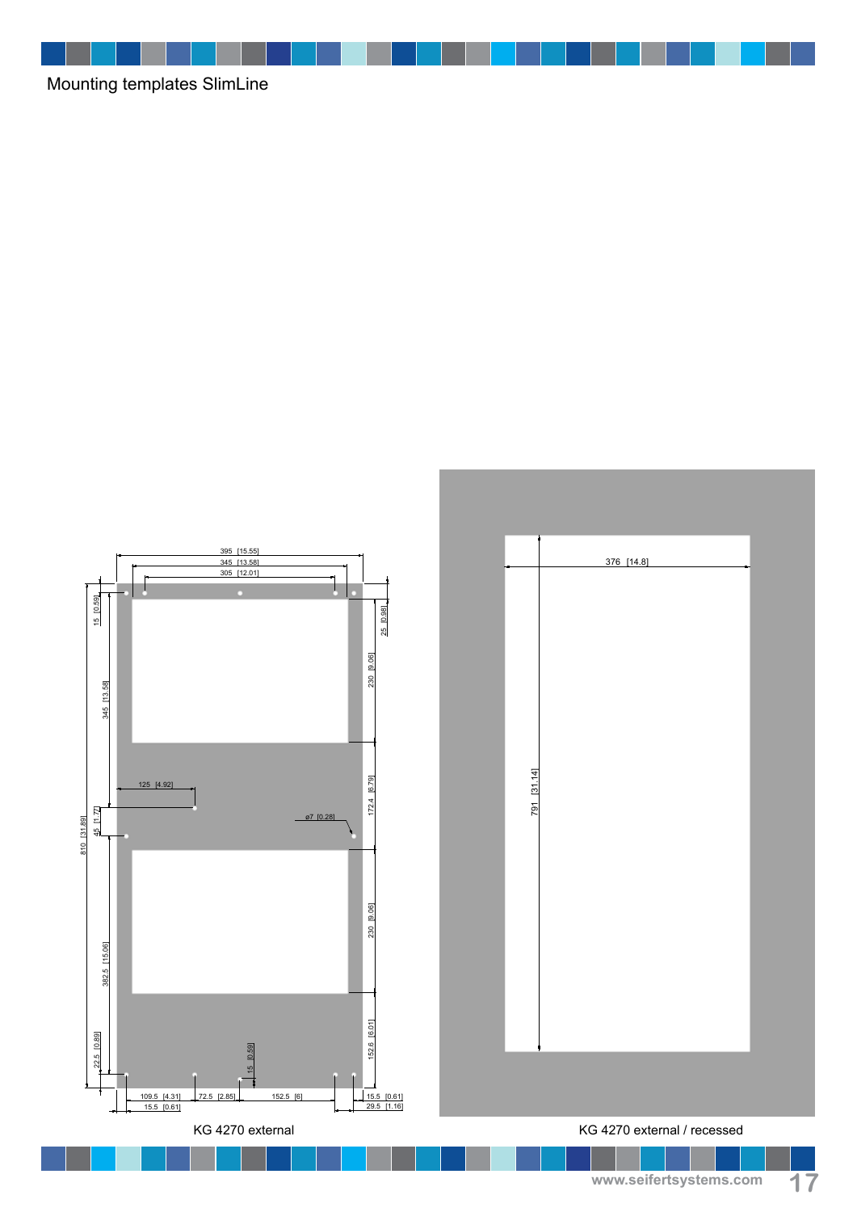# Mounting templates SlimLine

395 [15.55]
345 [13.58]
305 [12.01]

15 [0.59]
25 [0.98]
230 [9.06]
345 [13.58]
125 [4.92]
172.4 [6.79]
810 [31.89]
45 [1.77]
ø7 [0.28]
230 [9.06]
382.5 [15.06]
152.6 [6.01]
22.5 [0.89]
15 [0.59]
109.5 [4.31]
72.5 [2.85]
152.5 [6]
15.5 [0.61]
15.5 [0.61]
29.5 [1.16]

KG 4270 external

376 [14.8]
791 [31.14]

KG 4270 external / recessed

www.seifertsystems.com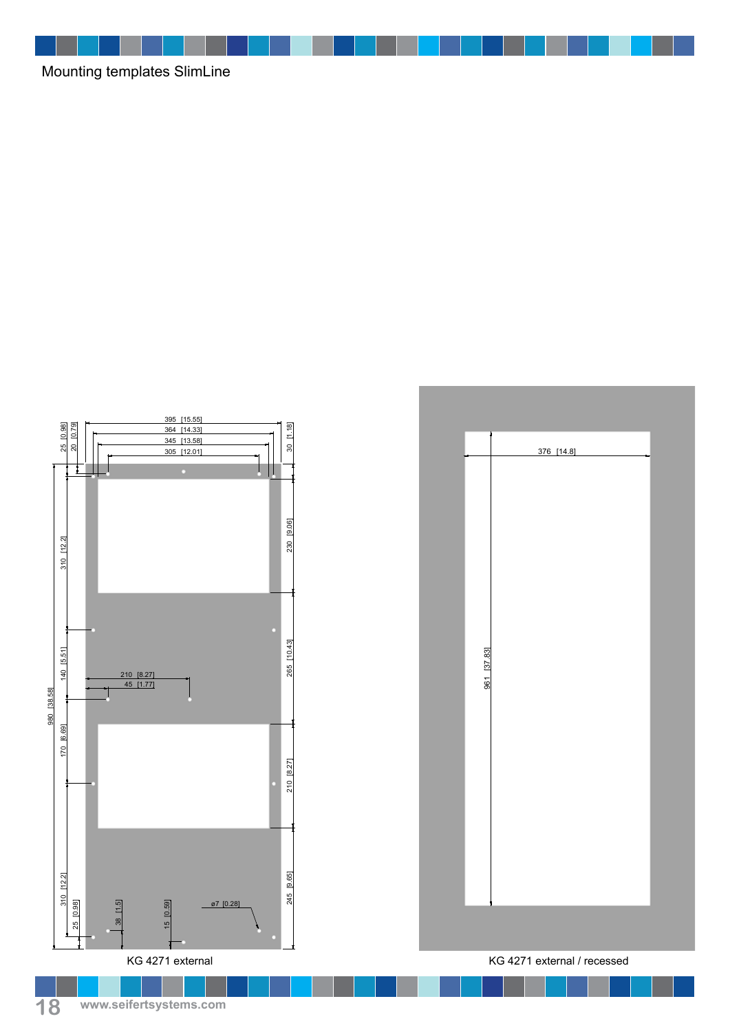# Mounting templates SlimLine

395 [15.55]
364 [14.33]
345 [13.58]
305 [12.01]
25 [0.98]
20 [0.79]
30 [1.18]
310 [12.2]
230 [9.06]
140 [5.51]
265 [10.43]
210 [8.27]
45 [1.77]
980 [38.58]
170 [6.69]
210 [8.27]
310 [12.2]
245 [9.65]
25 [0.98]
38 [1.5]
15 [0.59]
ø7 [0.28]

KG 4271 external

376 [14.8]
961 [37.83]

KG 4271 external / recessed

www.seifertsystems.com